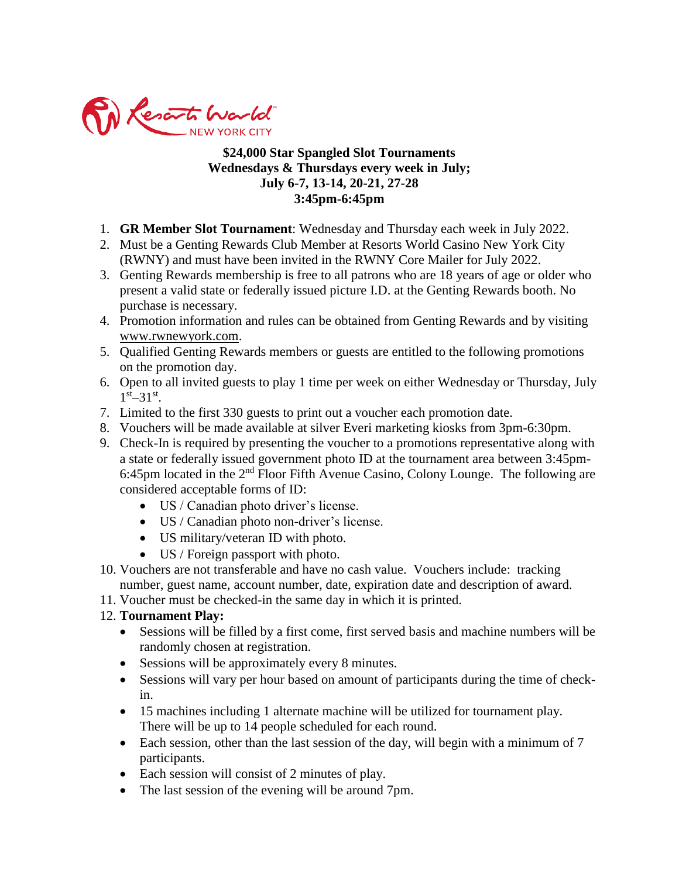**$24,000 Star Spangled Slot Tournaments**
**Wednesdays & Thursdays every week in July;**
**July 6-7, 13-14, 20-21, 27-28**
**3:45pm-6:45pm**

1. **GR Member Slot Tournament**: Wednesday and Thursday each week in July 2022.
2. Must be a Genting Rewards Club Member at Resorts World Casino New York City (RWNY) and must have been invited in the RWNY Core Mailer for July 2022.
3. Genting Rewards membership is free to all patrons who are 18 years of age or older who present a valid state or federally issued picture I.D. at the Genting Rewards booth. No purchase is necessary.
4. Promotion information and rules can be obtained from Genting Rewards and by visiting www.rwnewyork.com.
5. Qualified Genting Rewards members or guests are entitled to the following promotions on the promotion day.
6. Open to all invited guests to play 1 time per week on either Wednesday or Thursday, July 1st–31st.
7. Limited to the first 330 guests to print out a voucher each promotion date.
8. Vouchers will be made available at silver Everi marketing kiosks from 3pm-6:30pm.
9. Check-In is required by presenting the voucher to a promotions representative along with a state or federally issued government photo ID at the tournament area between 3:45pm-6:45pm located in the 2nd Floor Fifth Avenue Casino, Colony Lounge. The following are considered acceptable forms of ID:
   - US / Canadian photo driver's license.
   - US / Canadian photo non-driver's license.
   - US military/veteran ID with photo.
   - US / Foreign passport with photo.
10. Vouchers are not transferable and have no cash value. Vouchers include: tracking number, guest name, account number, date, expiration date and description of award.
11. Voucher must be checked-in the same day in which it is printed.
12. **Tournament Play:**
    - Sessions will be filled by a first come, first served basis and machine numbers will be randomly chosen at registration.
    - Sessions will be approximately every 8 minutes.
    - Sessions will vary per hour based on amount of participants during the time of check-in.
    - 15 machines including 1 alternate machine will be utilized for tournament play. There will be up to 14 people scheduled for each round.
    - Each session, other than the last session of the day, will begin with a minimum of 7 participants.
    - Each session will consist of 2 minutes of play.
    - The last session of the evening will be around 7pm.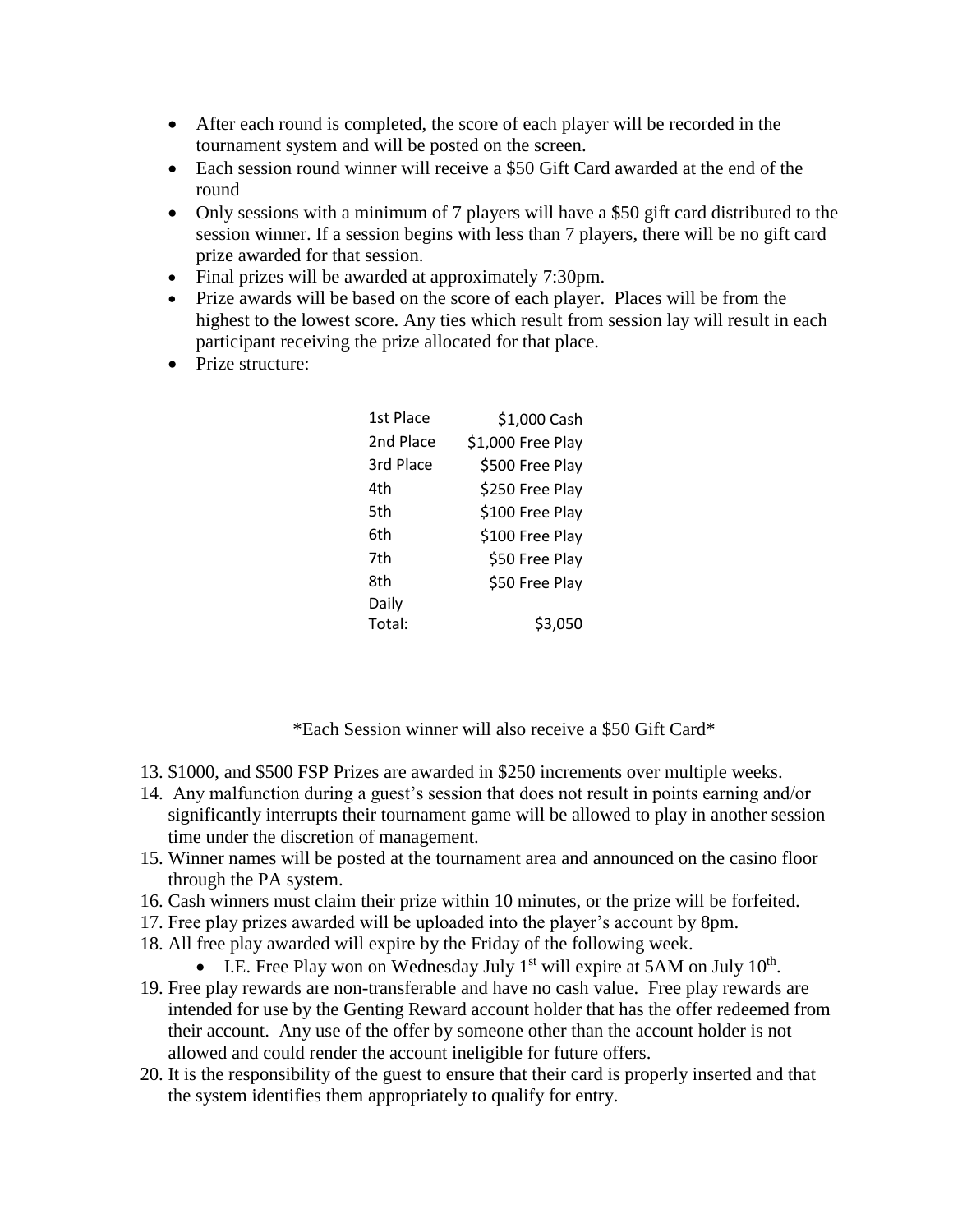- After each round is completed, the score of each player will be recorded in the tournament system and will be posted on the screen.
- Each session round winner will receive a $50 Gift Card awarded at the end of the round
- Only sessions with a minimum of 7 players will have a $50 gift card distributed to the session winner. If a session begins with less than 7 players, there will be no gift card prize awarded for that session.
- Final prizes will be awarded at approximately 7:30pm.
- Prize awards will be based on the score of each player. Places will be from the highest to the lowest score. Any ties which result from session lay will result in each participant receiving the prize allocated for that place.
- Prize structure:

| | |
|---|---|
| 1st Place | $1,000 Cash |
| 2nd Place | $1,000 Free Play |
| 3rd Place | $500 Free Play |
| 4th | $250 Free Play |
| 5th | $100 Free Play |
| 6th | $100 Free Play |
| 7th | $50 Free Play |
| 8th | $50 Free Play |
| Daily Total: | $3,050 |

*Each Session winner will also receive a $50 Gift Card*

13. $1000, and $500 FSP Prizes are awarded in $250 increments over multiple weeks.
14. Any malfunction during a guest's session that does not result in points earning and/or significantly interrupts their tournament game will be allowed to play in another session time under the discretion of management.
15. Winner names will be posted at the tournament area and announced on the casino floor through the PA system.
16. Cash winners must claim their prize within 10 minutes, or the prize will be forfeited.
17. Free play prizes awarded will be uploaded into the player's account by 8pm.
18. All free play awarded will expire by the Friday of the following week.
    - I.E. Free Play won on Wednesday July 1st will expire at 5AM on July 10th.
19. Free play rewards are non-transferable and have no cash value. Free play rewards are intended for use by the Genting Reward account holder that has the offer redeemed from their account. Any use of the offer by someone other than the account holder is not allowed and could render the account ineligible for future offers.
20. It is the responsibility of the guest to ensure that their card is properly inserted and that the system identifies them appropriately to qualify for entry.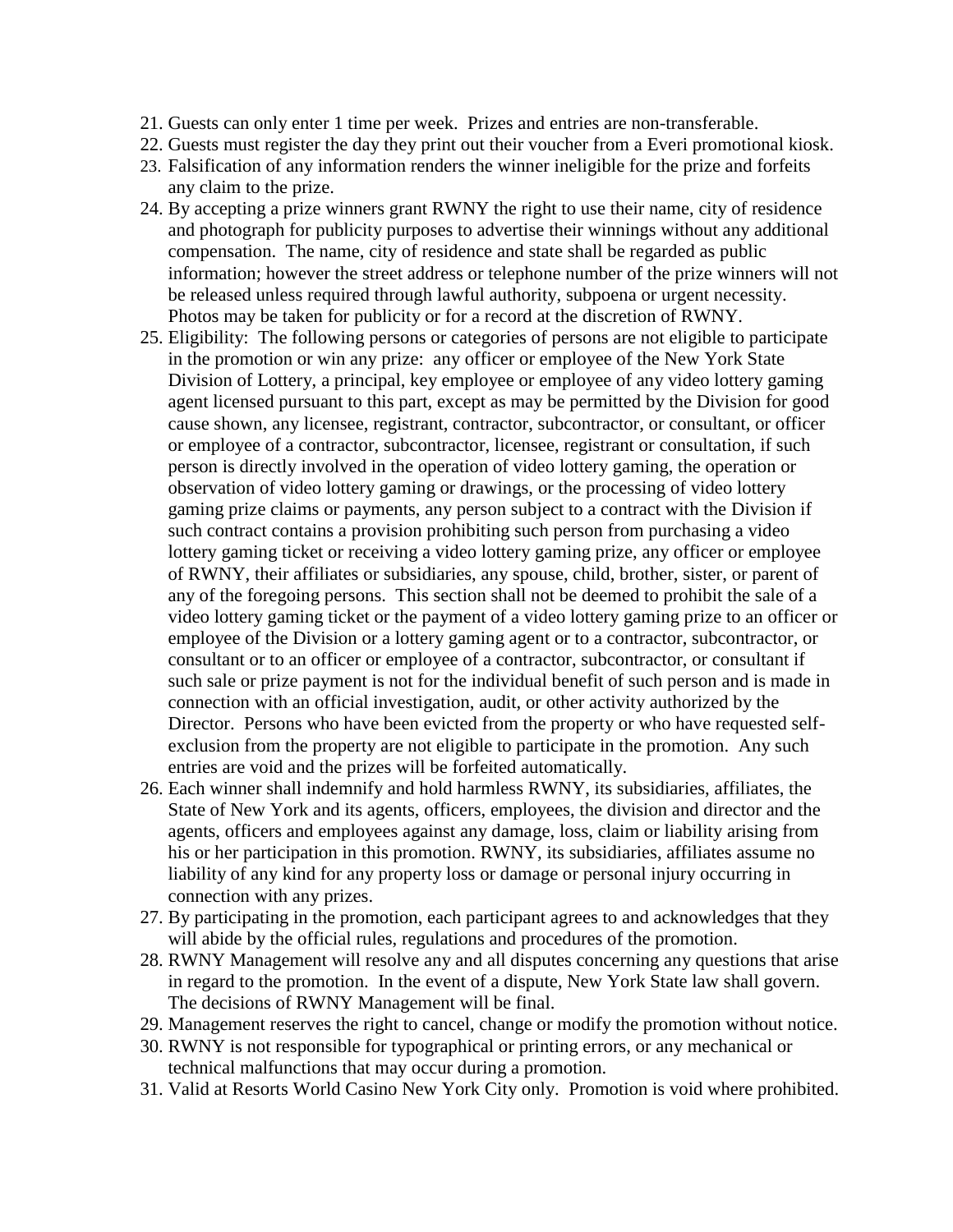21. Guests can only enter 1 time per week. Prizes and entries are non-transferable.
22. Guests must register the day they print out their voucher from a Everi promotional kiosk.
23. Falsification of any information renders the winner ineligible for the prize and forfeits any claim to the prize.
24. By accepting a prize winners grant RWNY the right to use their name, city of residence and photograph for publicity purposes to advertise their winnings without any additional compensation. The name, city of residence and state shall be regarded as public information; however the street address or telephone number of the prize winners will not be released unless required through lawful authority, subpoena or urgent necessity. Photos may be taken for publicity or for a record at the discretion of RWNY.
25. Eligibility: The following persons or categories of persons are not eligible to participate in the promotion or win any prize: any officer or employee of the New York State Division of Lottery, a principal, key employee or employee of any video lottery gaming agent licensed pursuant to this part, except as may be permitted by the Division for good cause shown, any licensee, registrant, contractor, subcontractor, or consultant, or officer or employee of a contractor, subcontractor, licensee, registrant or consultation, if such person is directly involved in the operation of video lottery gaming, the operation or observation of video lottery gaming or drawings, or the processing of video lottery gaming prize claims or payments, any person subject to a contract with the Division if such contract contains a provision prohibiting such person from purchasing a video lottery gaming ticket or receiving a video lottery gaming prize, any officer or employee of RWNY, their affiliates or subsidiaries, any spouse, child, brother, sister, or parent of any of the foregoing persons. This section shall not be deemed to prohibit the sale of a video lottery gaming ticket or the payment of a video lottery gaming prize to an officer or employee of the Division or a lottery gaming agent or to a contractor, subcontractor, or consultant or to an officer or employee of a contractor, subcontractor, or consultant if such sale or prize payment is not for the individual benefit of such person and is made in connection with an official investigation, audit, or other activity authorized by the Director. Persons who have been evicted from the property or who have requested self-exclusion from the property are not eligible to participate in the promotion. Any such entries are void and the prizes will be forfeited automatically.
26. Each winner shall indemnify and hold harmless RWNY, its subsidiaries, affiliates, the State of New York and its agents, officers, employees, the division and director and the agents, officers and employees against any damage, loss, claim or liability arising from his or her participation in this promotion. RWNY, its subsidiaries, affiliates assume no liability of any kind for any property loss or damage or personal injury occurring in connection with any prizes.
27. By participating in the promotion, each participant agrees to and acknowledges that they will abide by the official rules, regulations and procedures of the promotion.
28. RWNY Management will resolve any and all disputes concerning any questions that arise in regard to the promotion. In the event of a dispute, New York State law shall govern. The decisions of RWNY Management will be final.
29. Management reserves the right to cancel, change or modify the promotion without notice.
30. RWNY is not responsible for typographical or printing errors, or any mechanical or technical malfunctions that may occur during a promotion.
31. Valid at Resorts World Casino New York City only. Promotion is void where prohibited.